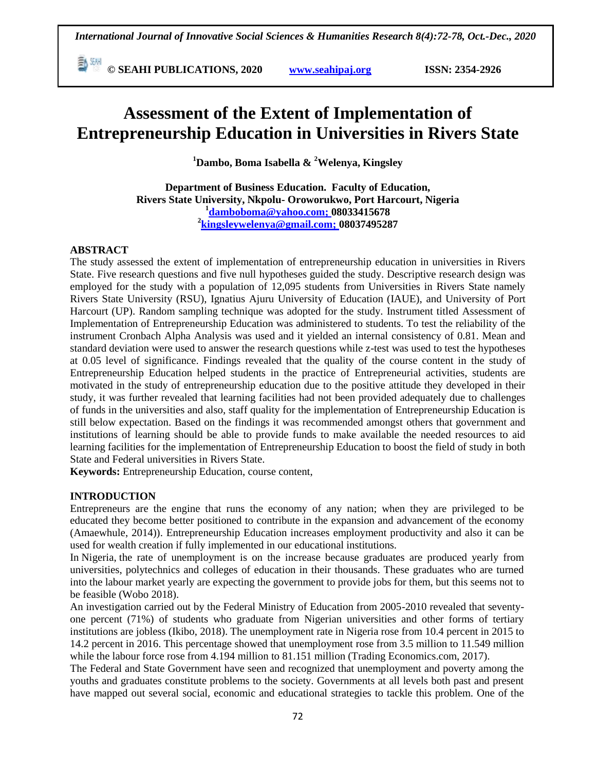# Assessment of the Extent of Implementation of Entrepreneurship Education in Universities in Rivers State

**[1]Dambo, Boma Isabella & [2]Welenya, Kingsley**

**Department of Business Education. Faculty of Education, Rivers State University, Nkpolu- Oroworukwo, Port Harcourt, Nigeria**
**[1]damboboma@yahoo.com; 08033415678**
**[2]kingsleywelenya@gmail.com; 08037495287**

## ABSTRACT

The study assessed the extent of implementation of entrepreneurship education in universities in Rivers State. Five research questions and five null hypotheses guided the study. Descriptive research design was employed for the study with a population of 12,095 students from Universities in Rivers State namely Rivers State University (RSU), Ignatius Ajuru University of Education (IAUE), and University of Port Harcourt (UP). Random sampling technique was adopted for the study. Instrument titled Assessment of Implementation of Entrepreneurship Education was administered to students. To test the reliability of the instrument Cronbach Alpha Analysis was used and it yielded an internal consistency of 0.81. Mean and standard deviation were used to answer the research questions while z-test was used to test the hypotheses at 0.05 level of significance. Findings revealed that the quality of the course content in the study of Entrepreneurship Education helped students in the practice of Entrepreneurial activities, students are motivated in the study of entrepreneurship education due to the positive attitude they developed in their study, it was further revealed that learning facilities had not been provided adequately due to challenges of funds in the universities and also, staff quality for the implementation of Entrepreneurship Education is still below expectation. Based on the findings it was recommended amongst others that government and institutions of learning should be able to provide funds to make available the needed resources to aid learning facilities for the implementation of Entrepreneurship Education to boost the field of study in both State and Federal universities in Rivers State.

**Keywords:** Entrepreneurship Education, course content,

## INTRODUCTION

Entrepreneurs are the engine that runs the economy of any nation; when they are privileged to be educated they become better positioned to contribute in the expansion and advancement of the economy (Amaewhule, 2014)). Entrepreneurship Education increases employment productivity and also it can be used for wealth creation if fully implemented in our educational institutions.

In Nigeria, the rate of unemployment is on the increase because graduates are produced yearly from universities, polytechnics and colleges of education in their thousands. These graduates who are turned into the labour market yearly are expecting the government to provide jobs for them, but this seems not to be feasible (Wobo 2018).

An investigation carried out by the Federal Ministry of Education from 2005-2010 revealed that seventy-one percent (71%) of students who graduate from Nigerian universities and other forms of tertiary institutions are jobless (Ikibo, 2018). The unemployment rate in Nigeria rose from 10.4 percent in 2015 to 14.2 percent in 2016. This percentage showed that unemployment rose from 3.5 million to 11.549 million while the labour force rose from 4.194 million to 81.151 million (Trading Economics.com, 2017).

The Federal and State Government have seen and recognized that unemployment and poverty among the youths and graduates constitute problems to the society. Governments at all levels both past and present have mapped out several social, economic and educational strategies to tackle this problem. One of the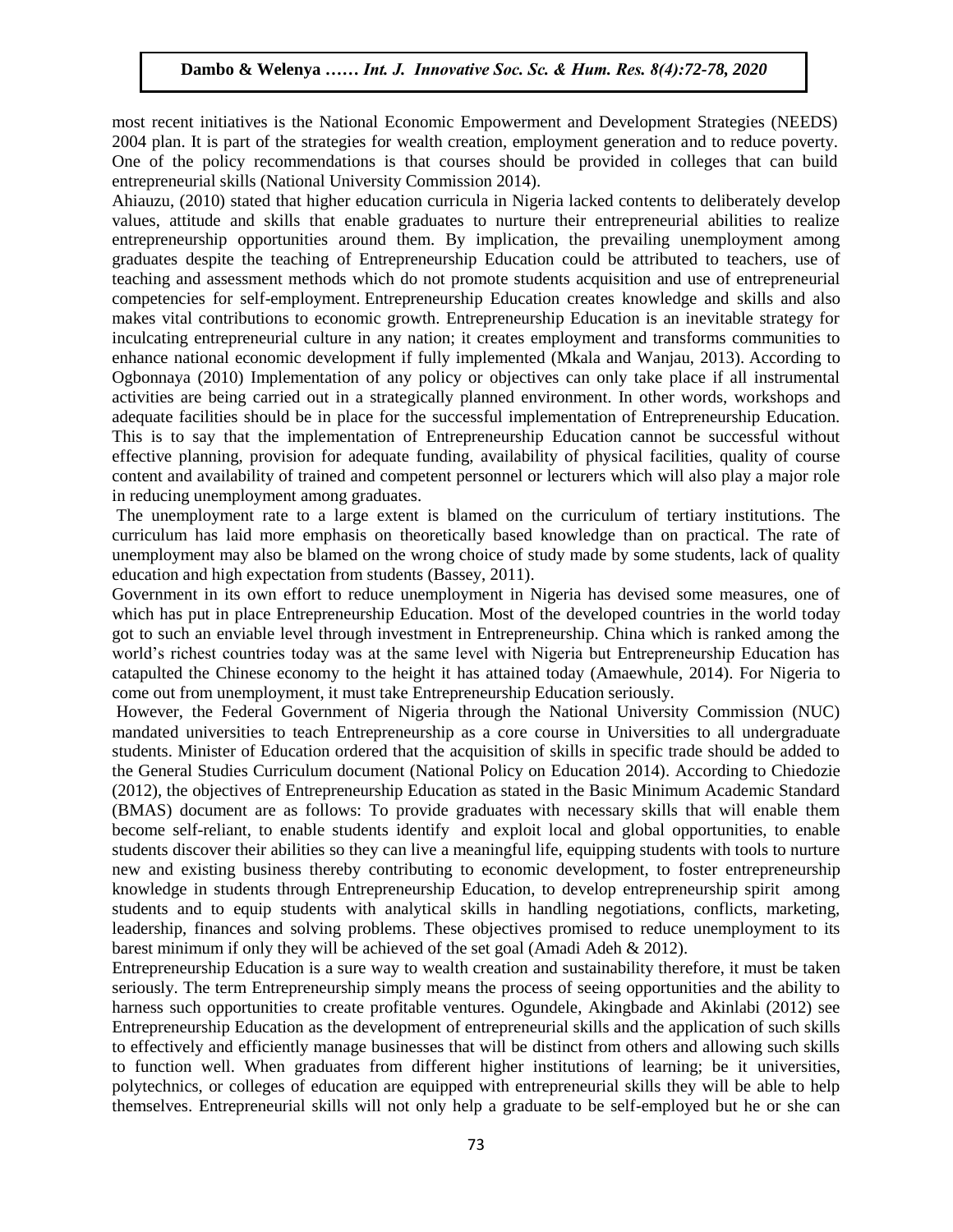most recent initiatives is the National Economic Empowerment and Development Strategies (NEEDS) 2004 plan. It is part of the strategies for wealth creation, employment generation and to reduce poverty. One of the policy recommendations is that courses should be provided in colleges that can build entrepreneurial skills (National University Commission 2014).

Ahiauzu, (2010) stated that higher education curricula in Nigeria lacked contents to deliberately develop values, attitude and skills that enable graduates to nurture their entrepreneurial abilities to realize entrepreneurship opportunities around them. By implication, the prevailing unemployment among graduates despite the teaching of Entrepreneurship Education could be attributed to teachers, use of teaching and assessment methods which do not promote students acquisition and use of entrepreneurial competencies for self-employment. Entrepreneurship Education creates knowledge and skills and also makes vital contributions to economic growth. Entrepreneurship Education is an inevitable strategy for inculcating entrepreneurial culture in any nation; it creates employment and transforms communities to enhance national economic development if fully implemented (Mkala and Wanjau, 2013). According to Ogbonnaya (2010) Implementation of any policy or objectives can only take place if all instrumental activities are being carried out in a strategically planned environment. In other words, workshops and adequate facilities should be in place for the successful implementation of Entrepreneurship Education. This is to say that the implementation of Entrepreneurship Education cannot be successful without effective planning, provision for adequate funding, availability of physical facilities, quality of course content and availability of trained and competent personnel or lecturers which will also play a major role in reducing unemployment among graduates.

The unemployment rate to a large extent is blamed on the curriculum of tertiary institutions. The curriculum has laid more emphasis on theoretically based knowledge than on practical. The rate of unemployment may also be blamed on the wrong choice of study made by some students, lack of quality education and high expectation from students (Bassey, 2011).

Government in its own effort to reduce unemployment in Nigeria has devised some measures, one of which has put in place Entrepreneurship Education. Most of the developed countries in the world today got to such an enviable level through investment in Entrepreneurship. China which is ranked among the world's richest countries today was at the same level with Nigeria but Entrepreneurship Education has catapulted the Chinese economy to the height it has attained today (Amaewhule, 2014). For Nigeria to come out from unemployment, it must take Entrepreneurship Education seriously.

However, the Federal Government of Nigeria through the National University Commission (NUC) mandated universities to teach Entrepreneurship as a core course in Universities to all undergraduate students. Minister of Education ordered that the acquisition of skills in specific trade should be added to the General Studies Curriculum document (National Policy on Education 2014). According to Chiedozie (2012), the objectives of Entrepreneurship Education as stated in the Basic Minimum Academic Standard (BMAS) document are as follows: To provide graduates with necessary skills that will enable them become self-reliant, to enable students identify and exploit local and global opportunities, to enable students discover their abilities so they can live a meaningful life, equipping students with tools to nurture new and existing business thereby contributing to economic development, to foster entrepreneurship knowledge in students through Entrepreneurship Education, to develop entrepreneurship spirit among students and to equip students with analytical skills in handling negotiations, conflicts, marketing, leadership, finances and solving problems. These objectives promised to reduce unemployment to its barest minimum if only they will be achieved of the set goal (Amadi Adeh & 2012).

Entrepreneurship Education is a sure way to wealth creation and sustainability therefore, it must be taken seriously. The term Entrepreneurship simply means the process of seeing opportunities and the ability to harness such opportunities to create profitable ventures. Ogundele, Akingbade and Akinlabi (2012) see Entrepreneurship Education as the development of entrepreneurial skills and the application of such skills to effectively and efficiently manage businesses that will be distinct from others and allowing such skills to function well. When graduates from different higher institutions of learning; be it universities, polytechnics, or colleges of education are equipped with entrepreneurial skills they will be able to help themselves. Entrepreneurial skills will not only help a graduate to be self-employed but he or she can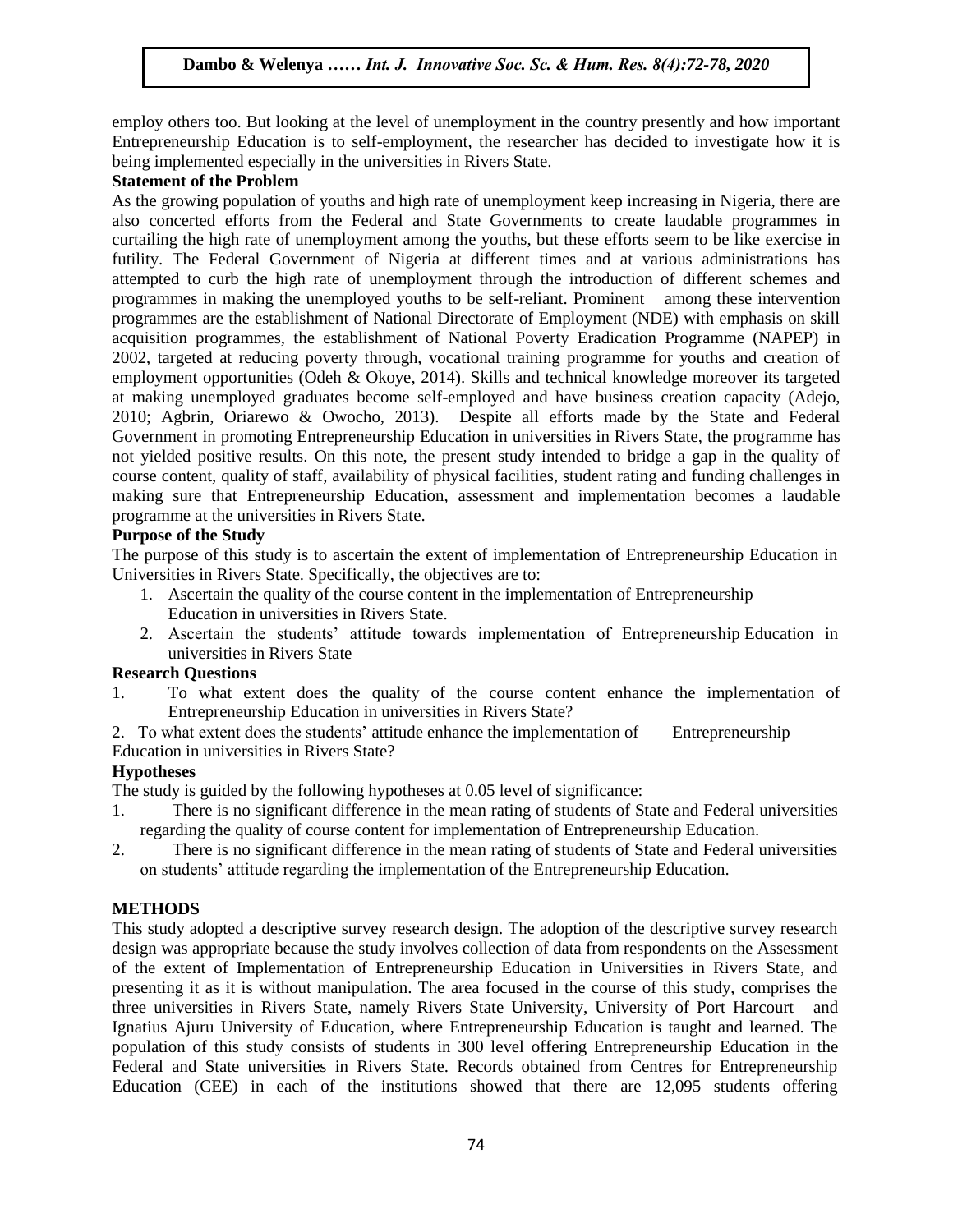employ others too. But looking at the level of unemployment in the country presently and how important Entrepreneurship Education is to self-employment, the researcher has decided to investigate how it is being implemented especially in the universities in Rivers State.

**Statement of the Problem**

As the growing population of youths and high rate of unemployment keep increasing in Nigeria, there are also concerted efforts from the Federal and State Governments to create laudable programmes in curtailing the high rate of unemployment among the youths, but these efforts seem to be like exercise in futility. The Federal Government of Nigeria at different times and at various administrations has attempted to curb the high rate of unemployment through the introduction of different schemes and programmes in making the unemployed youths to be self-reliant. Prominent among these intervention programmes are the establishment of National Directorate of Employment (NDE) with emphasis on skill acquisition programmes, the establishment of National Poverty Eradication Programme (NAPEP) in 2002, targeted at reducing poverty through, vocational training programme for youths and creation of employment opportunities (Odeh & Okoye, 2014). Skills and technical knowledge moreover its targeted at making unemployed graduates become self-employed and have business creation capacity (Adejo, 2010; Agbrin, Oriarewo & Owocho, 2013). Despite all efforts made by the State and Federal Government in promoting Entrepreneurship Education in universities in Rivers State, the programme has not yielded positive results. On this note, the present study intended to bridge a gap in the quality of course content, quality of staff, availability of physical facilities, student rating and funding challenges in making sure that Entrepreneurship Education, assessment and implementation becomes a laudable programme at the universities in Rivers State.

**Purpose of the Study**

The purpose of this study is to ascertain the extent of implementation of Entrepreneurship Education in Universities in Rivers State. Specifically, the objectives are to:

1. Ascertain the quality of the course content in the implementation of Entrepreneurship Education in universities in Rivers State.
2. Ascertain the students' attitude towards implementation of Entrepreneurship Education in universities in Rivers State

**Research Questions**

1. To what extent does the quality of the course content enhance the implementation of Entrepreneurship Education in universities in Rivers State?
2. To what extent does the students' attitude enhance the implementation of Entrepreneurship Education in universities in Rivers State?

**Hypotheses**

The study is guided by the following hypotheses at 0.05 level of significance:

1. There is no significant difference in the mean rating of students of State and Federal universities regarding the quality of course content for implementation of Entrepreneurship Education.
2. There is no significant difference in the mean rating of students of State and Federal universities on students' attitude regarding the implementation of the Entrepreneurship Education.

## METHODS

This study adopted a descriptive survey research design. The adoption of the descriptive survey research design was appropriate because the study involves collection of data from respondents on the Assessment of the extent of Implementation of Entrepreneurship Education in Universities in Rivers State, and presenting it as it is without manipulation. The area focused in the course of this study, comprises the three universities in Rivers State, namely Rivers State University, University of Port Harcourt and Ignatius Ajuru University of Education, where Entrepreneurship Education is taught and learned. The population of this study consists of students in 300 level offering Entrepreneurship Education in the Federal and State universities in Rivers State. Records obtained from Centres for Entrepreneurship Education (CEE) in each of the institutions showed that there are 12,095 students offering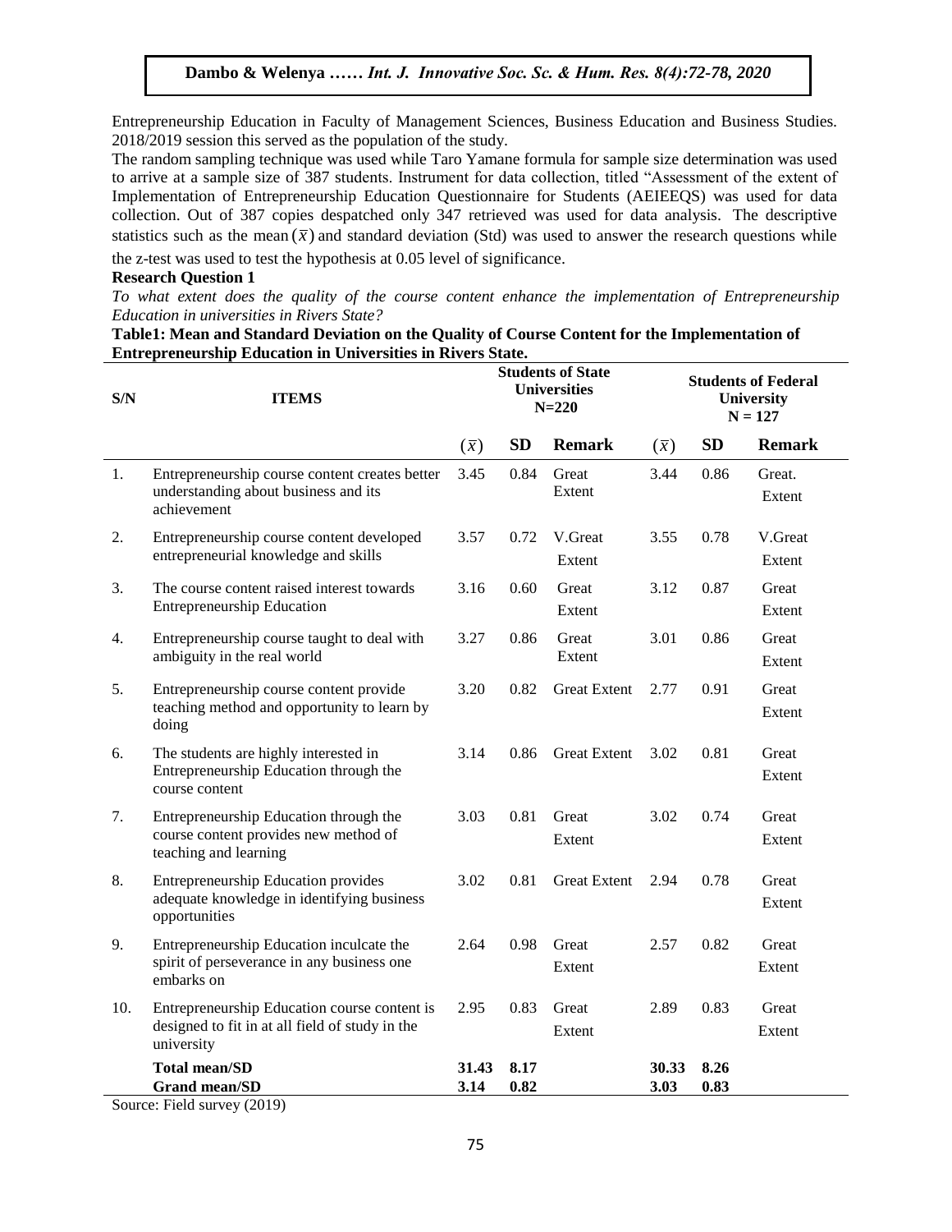Entrepreneurship Education in Faculty of Management Sciences, Business Education and Business Studies. 2018/2019 session this served as the population of the study.

The random sampling technique was used while Taro Yamane formula for sample size determination was used to arrive at a sample size of 387 students. Instrument for data collection, titled "Assessment of the extent of Implementation of Entrepreneurship Education Questionnaire for Students (AEIEEQS) was used for data collection. Out of 387 copies despatched only 347 retrieved was used for data analysis. The descriptive statistics such as the mean $(\bar{x})$ and standard deviation (Std) was used to answer the research questions while the z-test was used to test the hypothesis at 0.05 level of significance.

**Research Question 1**

*To what extent does the quality of the course content enhance the implementation of Entrepreneurship Education in universities in Rivers State?*

**Table1: Mean and Standard Deviation on the Quality of Course Content for the Implementation of Entrepreneurship Education in Universities in Rivers State.**

| S/N | ITEMS | Students of State Universities N=220 | | | Students of Federal University N = 127 | | |
|---|---|---|---|---|---|---|---|
| | | $(\bar{x})$ | SD | Remark | $(\bar{x})$ | SD | Remark |
| 1. | Entrepreneurship course content creates better understanding about business and its achievement | 3.45 | 0.84 | Great Extent | 3.44 | 0.86 | Great. Extent |
| 2. | Entrepreneurship course content developed entrepreneurial knowledge and skills | 3.57 | 0.72 | V.Great Extent | 3.55 | 0.78 | V.Great Extent |
| 3. | The course content raised interest towards Entrepreneurship Education | 3.16 | 0.60 | Great Extent | 3.12 | 0.87 | Great Extent |
| 4. | Entrepreneurship course taught to deal with ambiguity in the real world | 3.27 | 0.86 | Great Extent | 3.01 | 0.86 | Great Extent |
| 5. | Entrepreneurship course content provide teaching method and opportunity to learn by doing | 3.20 | 0.82 | Great Extent | 2.77 | 0.91 | Great Extent |
| 6. | The students are highly interested in Entrepreneurship Education through the course content | 3.14 | 0.86 | Great Extent | 3.02 | 0.81 | Great Extent |
| 7. | Entrepreneurship Education through the course content provides new method of teaching and learning | 3.03 | 0.81 | Great Extent | 3.02 | 0.74 | Great Extent |
| 8. | Entrepreneurship Education provides adequate knowledge in identifying business opportunities | 3.02 | 0.81 | Great Extent | 2.94 | 0.78 | Great Extent |
| 9. | Entrepreneurship Education inculcate the spirit of perseverance in any business one embarks on | 2.64 | 0.98 | Great Extent | 2.57 | 0.82 | Great Extent |
| 10. | Entrepreneurship Education course content is designed to fit in at all field of study in the university | 2.95 | 0.83 | Great Extent | 2.89 | 0.83 | Great Extent |
| | **Total mean/SD** | **31.43** | **8.17** | | **30.33** | **8.26** | |
| | **Grand mean/SD** | **3.14** | **0.82** | | **3.03** | **0.83** | |

Source: Field survey (2019)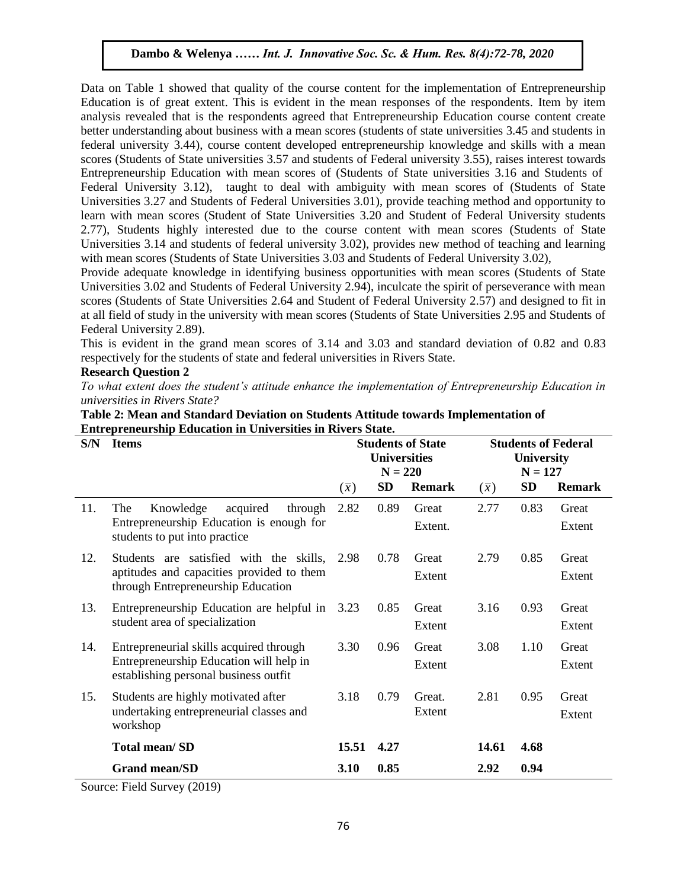Data on Table 1 showed that quality of the course content for the implementation of Entrepreneurship Education is of great extent. This is evident in the mean responses of the respondents. Item by item analysis revealed that is the respondents agreed that Entrepreneurship Education course content create better understanding about business with a mean scores (students of state universities 3.45 and students in federal university 3.44), course content developed entrepreneurship knowledge and skills with a mean scores (Students of State universities 3.57 and students of Federal university 3.55), raises interest towards Entrepreneurship Education with mean scores of (Students of State universities 3.16 and Students of Federal University 3.12), taught to deal with ambiguity with mean scores of (Students of State Universities 3.27 and Students of Federal Universities 3.01), provide teaching method and opportunity to learn with mean scores (Student of State Universities 3.20 and Student of Federal University students 2.77), Students highly interested due to the course content with mean scores (Students of State Universities 3.14 and students of federal university 3.02), provides new method of teaching and learning with mean scores (Students of State Universities 3.03 and Students of Federal University 3.02),

Provide adequate knowledge in identifying business opportunities with mean scores (Students of State Universities 3.02 and Students of Federal University 2.94), inculcate the spirit of perseverance with mean scores (Students of State Universities 2.64 and Student of Federal University 2.57) and designed to fit in at all field of study in the university with mean scores (Students of State Universities 2.95 and Students of Federal University 2.89).

This is evident in the grand mean scores of 3.14 and 3.03 and standard deviation of 0.82 and 0.83 respectively for the students of state and federal universities in Rivers State.

**Research Question 2**

*To what extent does the student's attitude enhance the implementation of Entrepreneurship Education in universities in Rivers State?*

**Table 2: Mean and Standard Deviation on Students Attitude towards Implementation of Entrepreneurship Education in Universities in Rivers State.**

| S/N | Items | Students of State Universities N = 220 | | | Students of Federal University N = 127 | | |
|---|---|---|---|---|---|---|---|
| | | $(\bar{x})$ | SD | Remark | $(\bar{x})$ | SD | Remark |
| 11. | The Knowledge acquired through Entrepreneurship Education is enough for students to put into practice | 2.82 | 0.89 | Great Extent. | 2.77 | 0.83 | Great Extent |
| 12. | Students are satisfied with the skills, aptitudes and capacities provided to them through Entrepreneurship Education | 2.98 | 0.78 | Great Extent | 2.79 | 0.85 | Great Extent |
| 13. | Entrepreneurship Education are helpful in student area of specialization | 3.23 | 0.85 | Great Extent | 3.16 | 0.93 | Great Extent |
| 14. | Entrepreneurial skills acquired through Entrepreneurship Education will help in establishing personal business outfit | 3.30 | 0.96 | Great Extent | 3.08 | 1.10 | Great Extent |
| 15. | Students are highly motivated after undertaking entrepreneurial classes and workshop | 3.18 | 0.79 | Great. Extent | 2.81 | 0.95 | Great Extent |
| | **Total mean/ SD** | **15.51** | **4.27** | | **14.61** | **4.68** | |
| | **Grand mean/SD** | **3.10** | **0.85** | | **2.92** | **0.94** | |

Source: Field Survey (2019)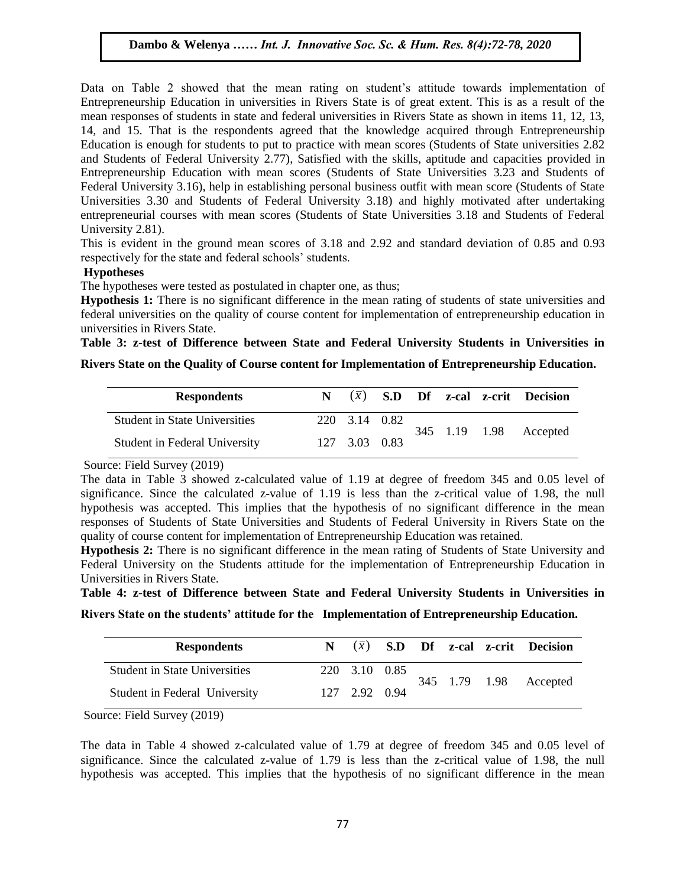Data on Table 2 showed that the mean rating on student's attitude towards implementation of Entrepreneurship Education in universities in Rivers State is of great extent. This is as a result of the mean responses of students in state and federal universities in Rivers State as shown in items 11, 12, 13, 14, and 15. That is the respondents agreed that the knowledge acquired through Entrepreneurship Education is enough for students to put to practice with mean scores (Students of State universities 2.82 and Students of Federal University 2.77), Satisfied with the skills, aptitude and capacities provided in Entrepreneurship Education with mean scores (Students of State Universities 3.23 and Students of Federal University 3.16), help in establishing personal business outfit with mean score (Students of State Universities 3.30 and Students of Federal University 3.18) and highly motivated after undertaking entrepreneurial courses with mean scores (Students of State Universities 3.18 and Students of Federal University 2.81).

This is evident in the ground mean scores of 3.18 and 2.92 and standard deviation of 0.85 and 0.93 respectively for the state and federal schools' students.

**Hypotheses**

The hypotheses were tested as postulated in chapter one, as thus;

**Hypothesis 1:** There is no significant difference in the mean rating of students of state universities and federal universities on the quality of course content for implementation of entrepreneurship education in universities in Rivers State.

**Table 3: z-test of Difference between State and Federal University Students in Universities in Rivers State on the Quality of Course content for Implementation of Entrepreneurship Education.**

| Respondents | N | $(\bar{x})$ | S.D | Df | z-cal | z-crit | Decision |
|---|---|---|---|---|---|---|---|
| Student in State Universities | 220 | 3.14 | 0.82 | 345 | 1.19 | 1.98 | Accepted |
| Student in Federal University | 127 | 3.03 | 0.83 | | | | |

Source: Field Survey (2019)

The data in Table 3 showed z-calculated value of 1.19 at degree of freedom 345 and 0.05 level of significance. Since the calculated z-value of 1.19 is less than the z-critical value of 1.98, the null hypothesis was accepted. This implies that the hypothesis of no significant difference in the mean responses of Students of State Universities and Students of Federal University in Rivers State on the quality of course content for implementation of Entrepreneurship Education was retained.

**Hypothesis 2:** There is no significant difference in the mean rating of Students of State University and Federal University on the Students attitude for the implementation of Entrepreneurship Education in Universities in Rivers State.

**Table 4: z-test of Difference between State and Federal University Students in Universities in Rivers State on the students' attitude for the Implementation of Entrepreneurship Education.**

| Respondents | N | $(\bar{x})$ | S.D | Df | z-cal | z-crit | Decision |
|---|---|---|---|---|---|---|---|
| Student in State Universities | 220 | 3.10 | 0.85 | 345 | 1.79 | 1.98 | Accepted |
| Student in Federal University | 127 | 2.92 | 0.94 | | | | |

Source: Field Survey (2019)

The data in Table 4 showed z-calculated value of 1.79 at degree of freedom 345 and 0.05 level of significance. Since the calculated z-value of 1.79 is less than the z-critical value of 1.98, the null hypothesis was accepted. This implies that the hypothesis of no significant difference in the mean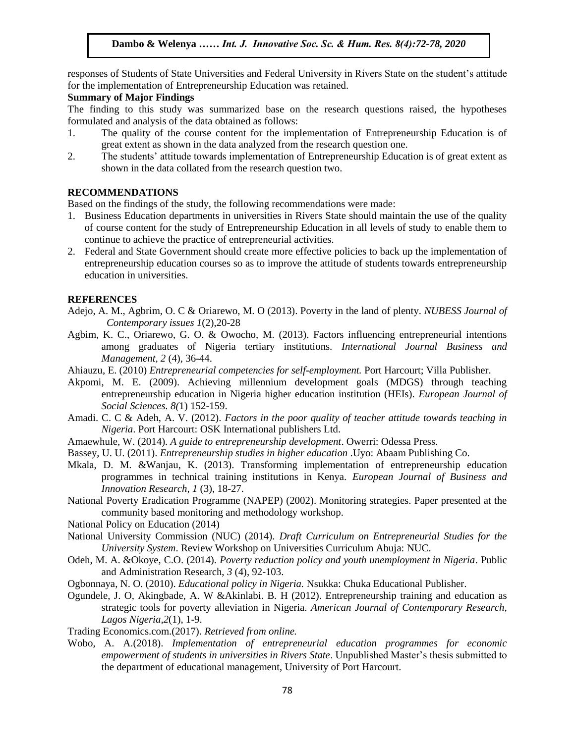responses of Students of State Universities and Federal University in Rivers State on the student's attitude for the implementation of Entrepreneurship Education was retained.

**Summary of Major Findings**

The finding to this study was summarized base on the research questions raised, the hypotheses formulated and analysis of the data obtained as follows:

1. The quality of the course content for the implementation of Entrepreneurship Education is of great extent as shown in the data analyzed from the research question one.
2. The students' attitude towards implementation of Entrepreneurship Education is of great extent as shown in the data collated from the research question two.

## RECOMMENDATIONS

Based on the findings of the study, the following recommendations were made:

1. Business Education departments in universities in Rivers State should maintain the use of the quality of course content for the study of Entrepreneurship Education in all levels of study to enable them to continue to achieve the practice of entrepreneurial activities.
2. Federal and State Government should create more effective policies to back up the implementation of entrepreneurship education courses so as to improve the attitude of students towards entrepreneurship education in universities.

## REFERENCES

Adejo, A. M., Agbrim, O. C & Oriarewo, M. O (2013). Poverty in the land of plenty. *NUBESS Journal of Contemporary issues 1*(2),20-28

Agbim, K. C., Oriarewo, G. O. & Owocho, M. (2013). Factors influencing entrepreneurial intentions among graduates of Nigeria tertiary institutions. *International Journal Business and Management, 2* (4), 36-44.

Ahiauzu, E. (2010) *Entrepreneurial competencies for self-employment.* Port Harcourt; Villa Publisher.

Akpomi, M. E. (2009). Achieving millennium development goals (MDGS) through teaching entrepreneurship education in Nigeria higher education institution (HEIs). *European Journal of Social Sciences. 8(*1) 152-159.

Amadi. C. C & Adeh, A. V. (2012). *Factors in the poor quality of teacher attitude towards teaching in Nigeria*. Port Harcourt: OSK International publishers Ltd.

Amaewhule, W. (2014). *A guide to entrepreneurship development*. Owerri: Odessa Press.

Bassey, U. U. (2011). *Entrepreneurship studies in higher education* .Uyo: Abaam Publishing Co.

Mkala, D. M. &Wanjau, K. (2013). Transforming implementation of entrepreneurship education programmes in technical training institutions in Kenya. *European Journal of Business and Innovation Research, 1* (3), 18-27.

National Poverty Eradication Programme (NAPEP) (2002). Monitoring strategies. Paper presented at the community based monitoring and methodology workshop.

National Policy on Education (2014)

National University Commission (NUC) (2014). *Draft Curriculum on Entrepreneurial Studies for the University System*. Review Workshop on Universities Curriculum Abuja: NUC.

Odeh, M. A. &Okoye, C.O. (2014). *Poverty reduction policy and youth unemployment in Nigeria*. Public and Administration Research, *3* (4), 92-103.

Ogbonnaya, N. O. (2010). *Educational policy in Nigeria.* Nsukka: Chuka Educational Publisher.

Ogundele, J. O, Akingbade, A. W &Akinlabi. B. H (2012). Entrepreneurship training and education as strategic tools for poverty alleviation in Nigeria. *American Journal of Contemporary Research, Lagos Nigeria*,*2*(1), 1-9.

Trading Economics.com.(2017). *Retrieved from online.*

Wobo, A. A.(2018). *Implementation of entrepreneurial education programmes for economic empowerment of students in universities in Rivers State*. Unpublished Master's thesis submitted to the department of educational management, University of Port Harcourt.